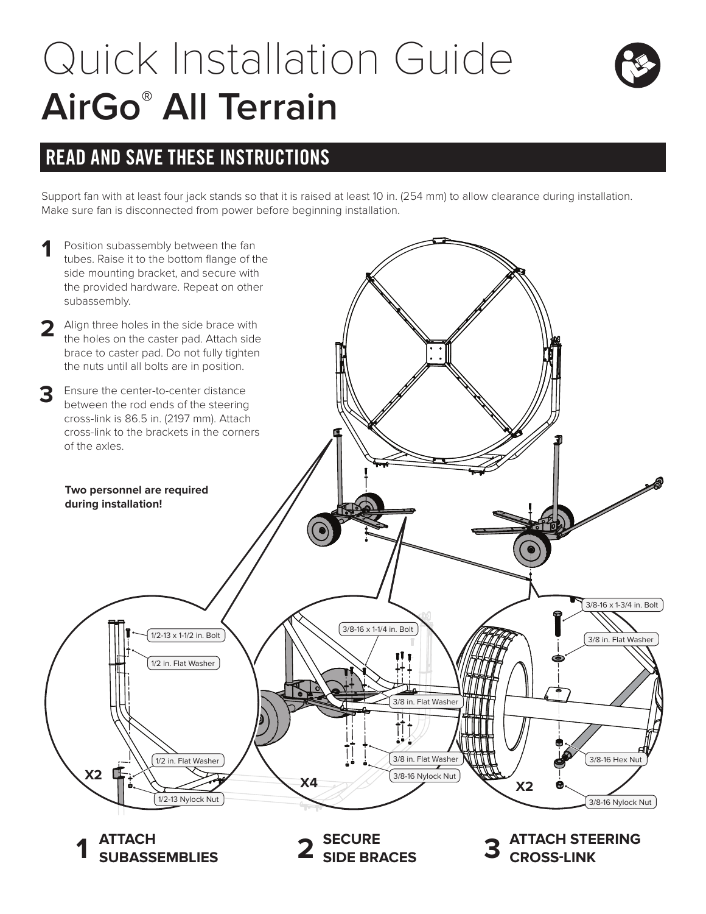# Quick Installation Guide
# AirGo® All Terrain

## READ AND SAVE THESE INSTRUCTIONS

Support fan with at least four jack stands so that it is raised at least 10 in. (254 mm) to allow clearance during installation. Make sure fan is disconnected from power before beginning installation.

1. Position subassembly between the fan tubes. Raise it to the bottom flange of the side mounting bracket, and secure with the provided hardware. Repeat on other subassembly.
2. Align three holes in the side brace with the holes on the caster pad. Attach side brace to caster pad. Do not fully tighten the nuts until all bolts are in position.
3. Ensure the center-to-center distance between the rod ends of the steering cross-link is 86.5 in. (2197 mm). Attach cross-link to the brackets in the corners of the axles.

**Two personnel are required during installation!**

1/2-13 x 1-1/2 in. Bolt
1/2 in. Flat Washer
1/2 in. Flat Washer
1/2-13 Nylock Nut
X2

3/8-16 x 1-1/4 in. Bolt
3/8 in. Flat Washer
3/8 in. Flat Washer
3/8-16 Nylock Nut
X4

3/8-16 x 1-3/4 in. Bolt
3/8 in. Flat Washer
3/8-16 Hex Nut
3/8-16 Nylock Nut
X2

**1 ATTACH SUBASSEMBLIES**

**2 SECURE SIDE BRACES**

**3 ATTACH STEERING CROSS-LINK**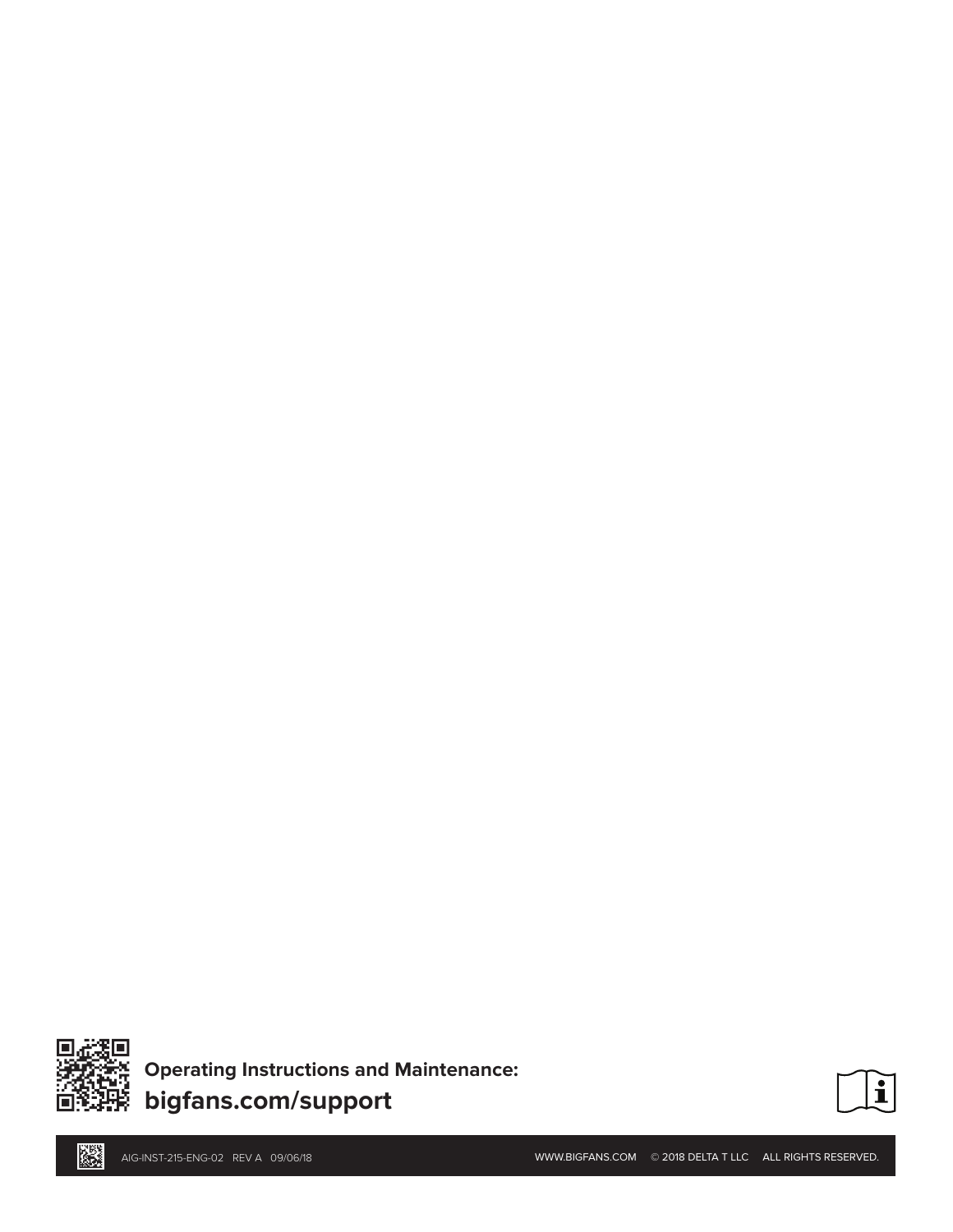**Operating Instructions and Maintenance:**

**bigfans.com/support**

AIG-INST-215-ENG-02 REV A 09/06/18

WWW.BIGFANS.COM © 2018 DELTA T LLC ALL RIGHTS RESERVED.